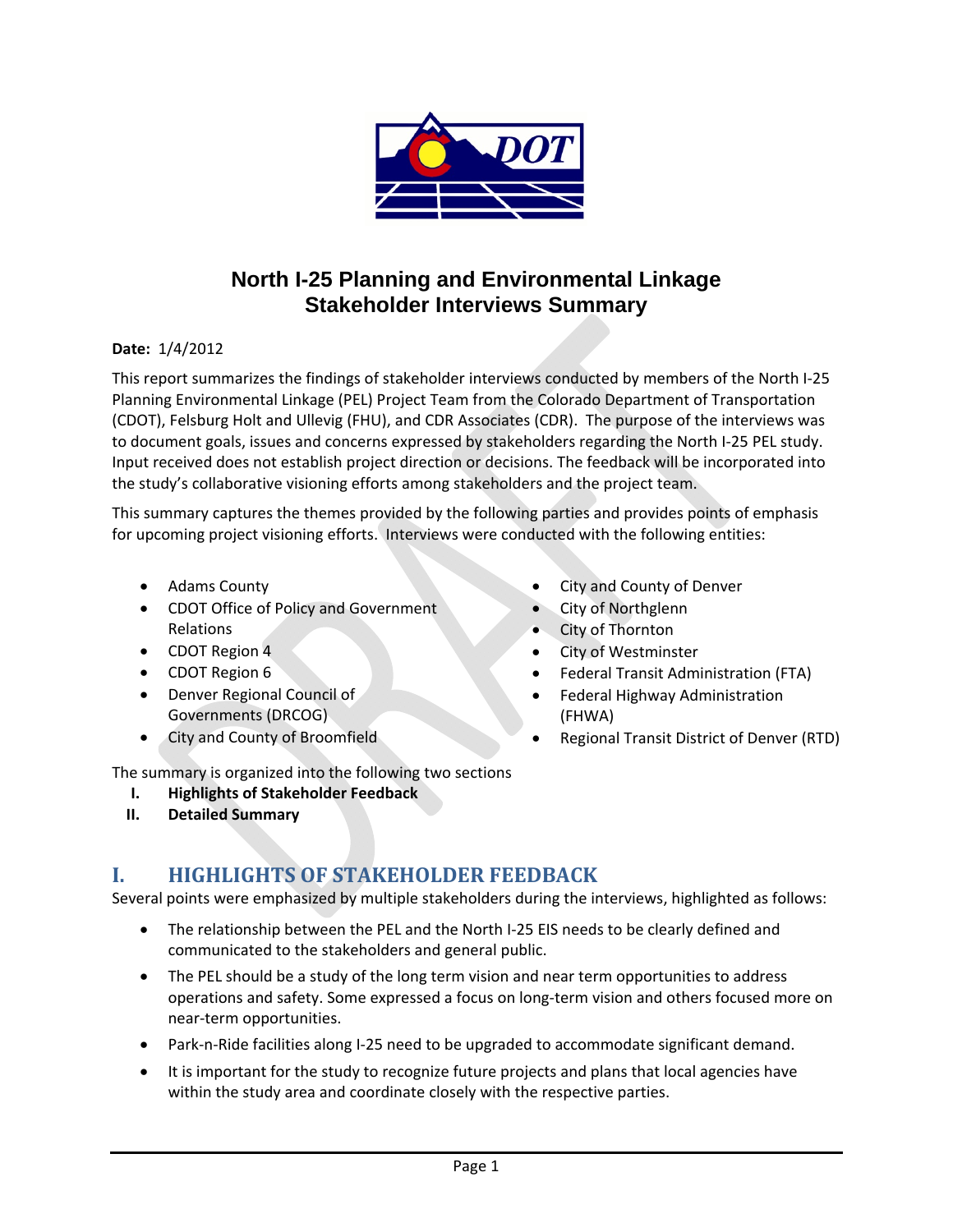# North I-25 Planning and Environmental Linkage Stakeholder Interviews Summary

**Date:** 1/4/2012

This report summarizes the findings of stakeholder interviews conducted by members of the North I-25 Planning Environmental Linkage (PEL) Project Team from the Colorado Department of Transportation (CDOT), Felsburg Holt and Ullevig (FHU), and CDR Associates (CDR). The purpose of the interviews was to document goals, issues and concerns expressed by stakeholders regarding the North I-25 PEL study. Input received does not establish project direction or decisions. The feedback will be incorporated into the study's collaborative visioning efforts among stakeholders and the project team.

This summary captures the themes provided by the following parties and provides points of emphasis for upcoming project visioning efforts. Interviews were conducted with the following entities:

- Adams County
- CDOT Office of Policy and Government Relations
- CDOT Region 4
- CDOT Region 6
- Denver Regional Council of Governments (DRCOG)
- City and County of Broomfield
- City and County of Denver
- City of Northglenn
- City of Thornton
- City of Westminster
- Federal Transit Administration (FTA)
- Federal Highway Administration (FHWA)
- Regional Transit District of Denver (RTD)

The summary is organized into the following two sections

I. **Highlights of Stakeholder Feedback**
II. **Detailed Summary**

## I. HIGHLIGHTS OF STAKEHOLDER FEEDBACK

Several points were emphasized by multiple stakeholders during the interviews, highlighted as follows:

- The relationship between the PEL and the North I-25 EIS needs to be clearly defined and communicated to the stakeholders and general public.
- The PEL should be a study of the long term vision and near term opportunities to address operations and safety. Some expressed a focus on long-term vision and others focused more on near-term opportunities.
- Park-n-Ride facilities along I-25 need to be upgraded to accommodate significant demand.
- It is important for the study to recognize future projects and plans that local agencies have within the study area and coordinate closely with the respective parties.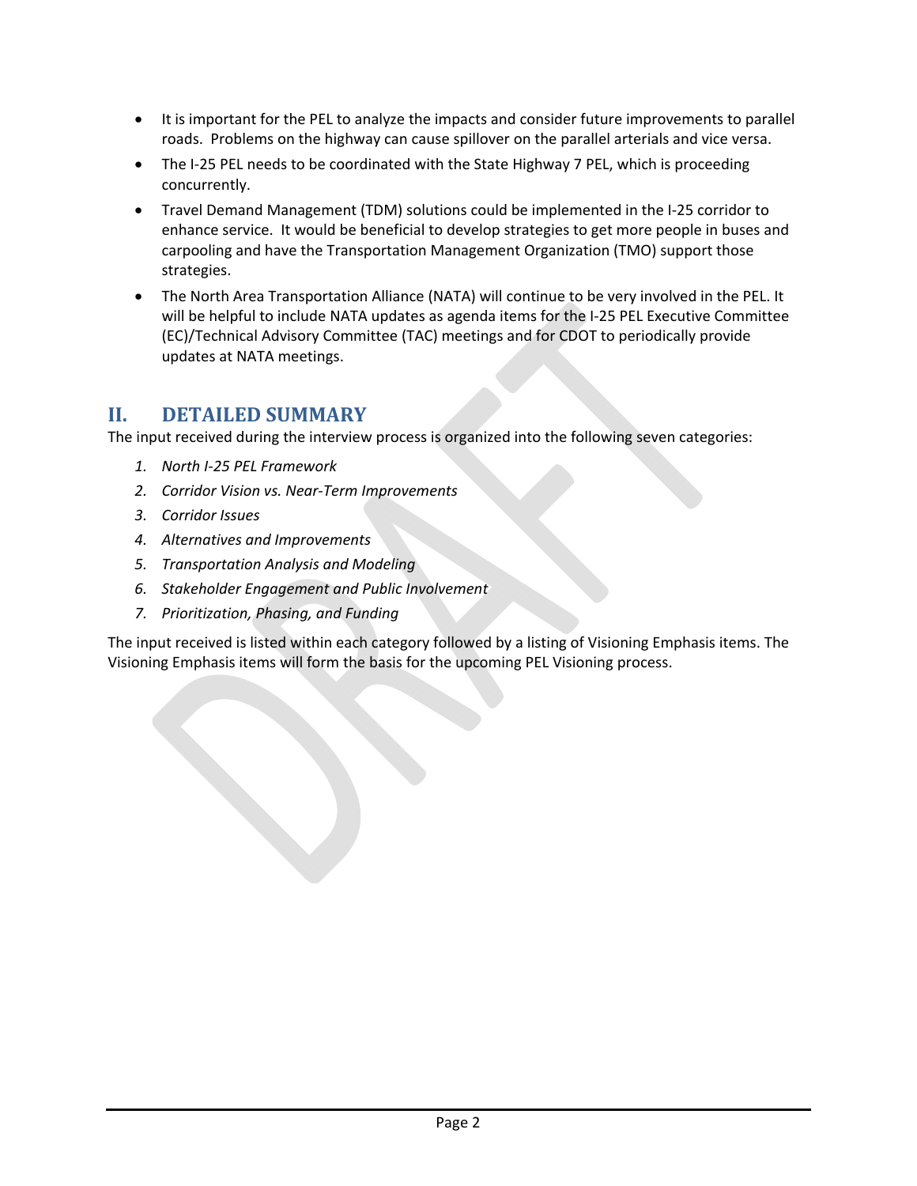- It is important for the PEL to analyze the impacts and consider future improvements to parallel roads. Problems on the highway can cause spillover on the parallel arterials and vice versa.
- The I-25 PEL needs to be coordinated with the State Highway 7 PEL, which is proceeding concurrently.
- Travel Demand Management (TDM) solutions could be implemented in the I-25 corridor to enhance service. It would be beneficial to develop strategies to get more people in buses and carpooling and have the Transportation Management Organization (TMO) support those strategies.
- The North Area Transportation Alliance (NATA) will continue to be very involved in the PEL. It will be helpful to include NATA updates as agenda items for the I-25 PEL Executive Committee (EC)/Technical Advisory Committee (TAC) meetings and for CDOT to periodically provide updates at NATA meetings.

## II. DETAILED SUMMARY

The input received during the interview process is organized into the following seven categories:

1. *North I-25 PEL Framework*
2. *Corridor Vision vs. Near-Term Improvements*
3. *Corridor Issues*
4. *Alternatives and Improvements*
5. *Transportation Analysis and Modeling*
6. *Stakeholder Engagement and Public Involvement*
7. *Prioritization, Phasing, and Funding*

The input received is listed within each category followed by a listing of Visioning Emphasis items. The Visioning Emphasis items will form the basis for the upcoming PEL Visioning process.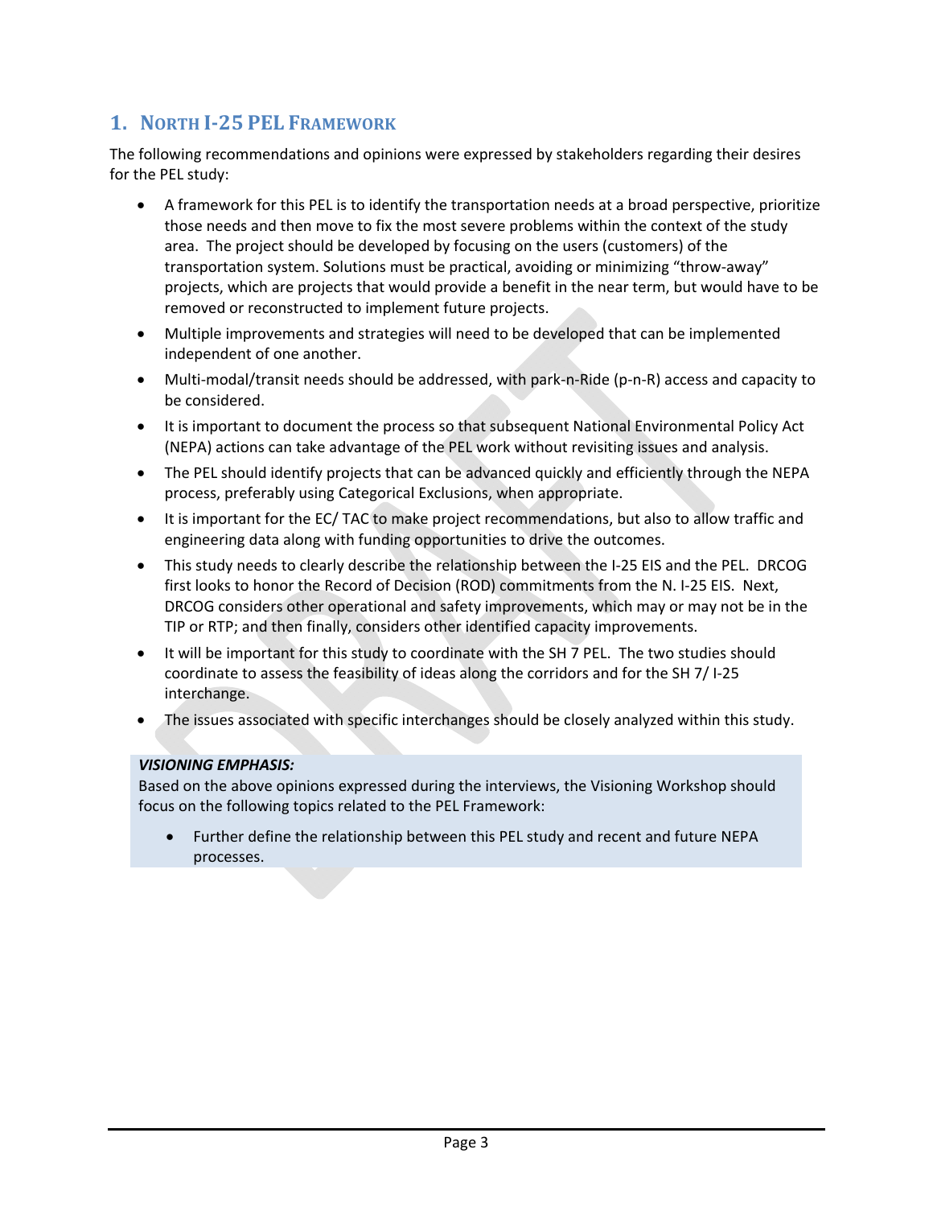## 1. North I-25 PEL Framework

The following recommendations and opinions were expressed by stakeholders regarding their desires for the PEL study:

- A framework for this PEL is to identify the transportation needs at a broad perspective, prioritize those needs and then move to fix the most severe problems within the context of the study area. The project should be developed by focusing on the users (customers) of the transportation system. Solutions must be practical, avoiding or minimizing "throw-away" projects, which are projects that would provide a benefit in the near term, but would have to be removed or reconstructed to implement future projects.
- Multiple improvements and strategies will need to be developed that can be implemented independent of one another.
- Multi-modal/transit needs should be addressed, with park-n-Ride (p-n-R) access and capacity to be considered.
- It is important to document the process so that subsequent National Environmental Policy Act (NEPA) actions can take advantage of the PEL work without revisiting issues and analysis.
- The PEL should identify projects that can be advanced quickly and efficiently through the NEPA process, preferably using Categorical Exclusions, when appropriate.
- It is important for the EC/ TAC to make project recommendations, but also to allow traffic and engineering data along with funding opportunities to drive the outcomes.
- This study needs to clearly describe the relationship between the I-25 EIS and the PEL. DRCOG first looks to honor the Record of Decision (ROD) commitments from the N. I-25 EIS. Next, DRCOG considers other operational and safety improvements, which may or may not be in the TIP or RTP; and then finally, considers other identified capacity improvements.
- It will be important for this study to coordinate with the SH 7 PEL. The two studies should coordinate to assess the feasibility of ideas along the corridors and for the SH 7/ I-25 interchange.
- The issues associated with specific interchanges should be closely analyzed within this study.

***VISIONING EMPHASIS:***

Based on the above opinions expressed during the interviews, the Visioning Workshop should focus on the following topics related to the PEL Framework:

- Further define the relationship between this PEL study and recent and future NEPA processes.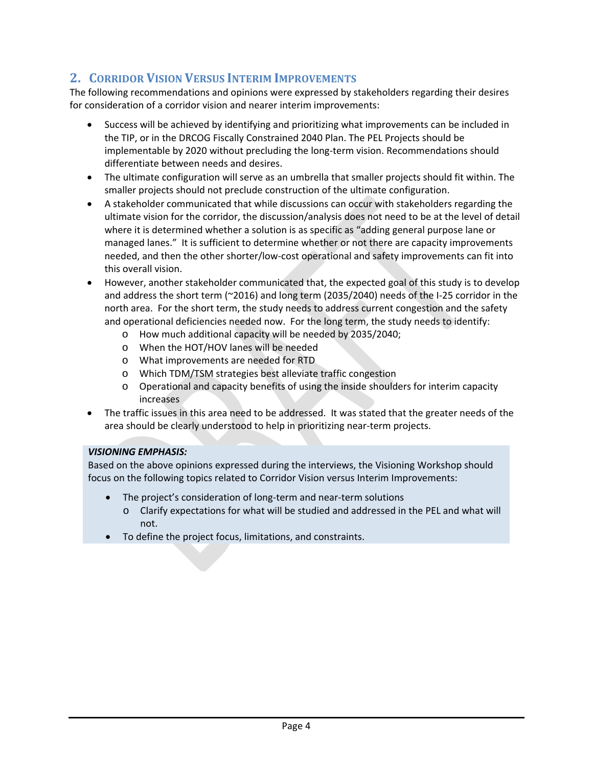## 2. Corridor Vision Versus Interim Improvements

The following recommendations and opinions were expressed by stakeholders regarding their desires for consideration of a corridor vision and nearer interim improvements:

- Success will be achieved by identifying and prioritizing what improvements can be included in the TIP, or in the DRCOG Fiscally Constrained 2040 Plan. The PEL Projects should be implementable by 2020 without precluding the long-term vision. Recommendations should differentiate between needs and desires.
- The ultimate configuration will serve as an umbrella that smaller projects should fit within. The smaller projects should not preclude construction of the ultimate configuration.
- A stakeholder communicated that while discussions can occur with stakeholders regarding the ultimate vision for the corridor, the discussion/analysis does not need to be at the level of detail where it is determined whether a solution is as specific as "adding general purpose lane or managed lanes." It is sufficient to determine whether or not there are capacity improvements needed, and then the other shorter/low-cost operational and safety improvements can fit into this overall vision.
- However, another stakeholder communicated that, the expected goal of this study is to develop and address the short term (~2016) and long term (2035/2040) needs of the I-25 corridor in the north area. For the short term, the study needs to address current congestion and the safety and operational deficiencies needed now. For the long term, the study needs to identify:
    - How much additional capacity will be needed by 2035/2040;
    - When the HOT/HOV lanes will be needed
    - What improvements are needed for RTD
    - Which TDM/TSM strategies best alleviate traffic congestion
    - Operational and capacity benefits of using the inside shoulders for interim capacity increases
- The traffic issues in this area need to be addressed. It was stated that the greater needs of the area should be clearly understood to help in prioritizing near-term projects.

***VISIONING EMPHASIS:***

Based on the above opinions expressed during the interviews, the Visioning Workshop should focus on the following topics related to Corridor Vision versus Interim Improvements:

- The project's consideration of long-term and near-term solutions
    - Clarify expectations for what will be studied and addressed in the PEL and what will not.
- To define the project focus, limitations, and constraints.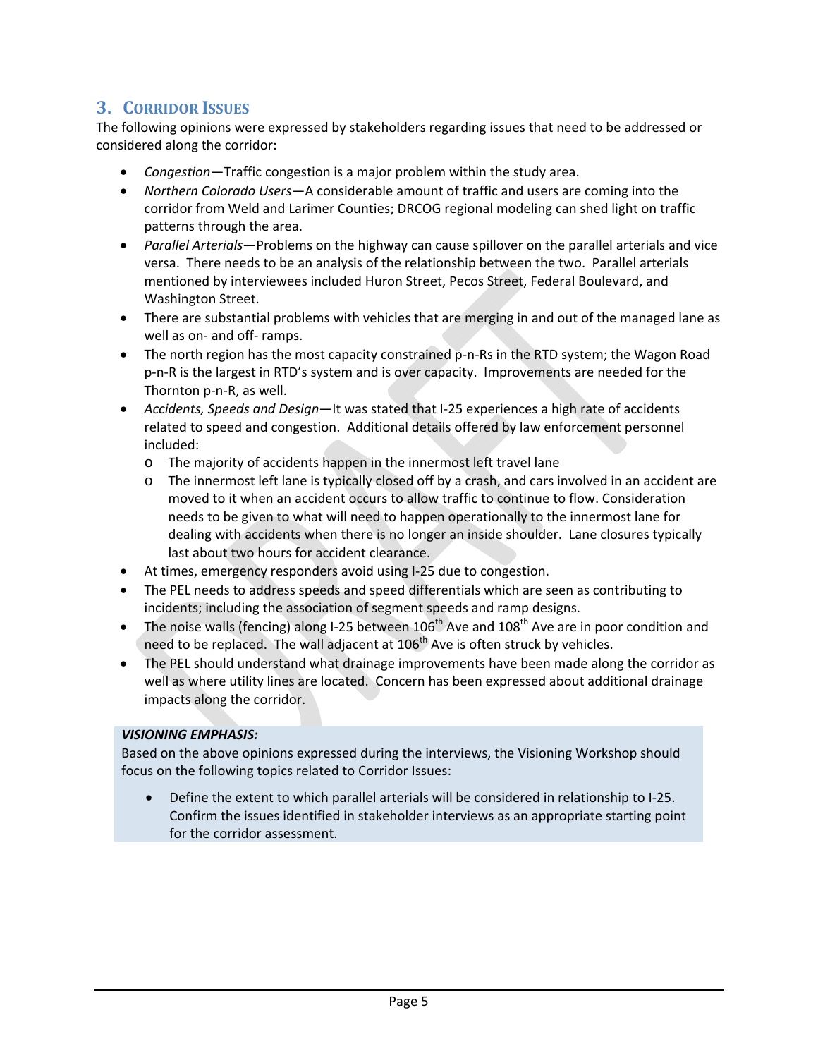## 3. Corridor Issues

The following opinions were expressed by stakeholders regarding issues that need to be addressed or considered along the corridor:

- *Congestion*—Traffic congestion is a major problem within the study area.
- *Northern Colorado Users*—A considerable amount of traffic and users are coming into the corridor from Weld and Larimer Counties; DRCOG regional modeling can shed light on traffic patterns through the area.
- *Parallel Arterials*—Problems on the highway can cause spillover on the parallel arterials and vice versa. There needs to be an analysis of the relationship between the two. Parallel arterials mentioned by interviewees included Huron Street, Pecos Street, Federal Boulevard, and Washington Street.
- There are substantial problems with vehicles that are merging in and out of the managed lane as well as on- and off- ramps.
- The north region has the most capacity constrained p-n-Rs in the RTD system; the Wagon Road p-n-R is the largest in RTD's system and is over capacity. Improvements are needed for the Thornton p-n-R, as well.
- *Accidents, Speeds and Design*—It was stated that I-25 experiences a high rate of accidents related to speed and congestion. Additional details offered by law enforcement personnel included:
  - The majority of accidents happen in the innermost left travel lane
  - The innermost left lane is typically closed off by a crash, and cars involved in an accident are moved to it when an accident occurs to allow traffic to continue to flow. Consideration needs to be given to what will need to happen operationally to the innermost lane for dealing with accidents when there is no longer an inside shoulder. Lane closures typically last about two hours for accident clearance.
- At times, emergency responders avoid using I-25 due to congestion.
- The PEL needs to address speeds and speed differentials which are seen as contributing to incidents; including the association of segment speeds and ramp designs.
- The noise walls (fencing) along I-25 between 106th Ave and 108th Ave are in poor condition and need to be replaced. The wall adjacent at 106th Ave is often struck by vehicles.
- The PEL should understand what drainage improvements have been made along the corridor as well as where utility lines are located. Concern has been expressed about additional drainage impacts along the corridor.

***VISIONING EMPHASIS:***

Based on the above opinions expressed during the interviews, the Visioning Workshop should focus on the following topics related to Corridor Issues:

- Define the extent to which parallel arterials will be considered in relationship to I-25. Confirm the issues identified in stakeholder interviews as an appropriate starting point for the corridor assessment.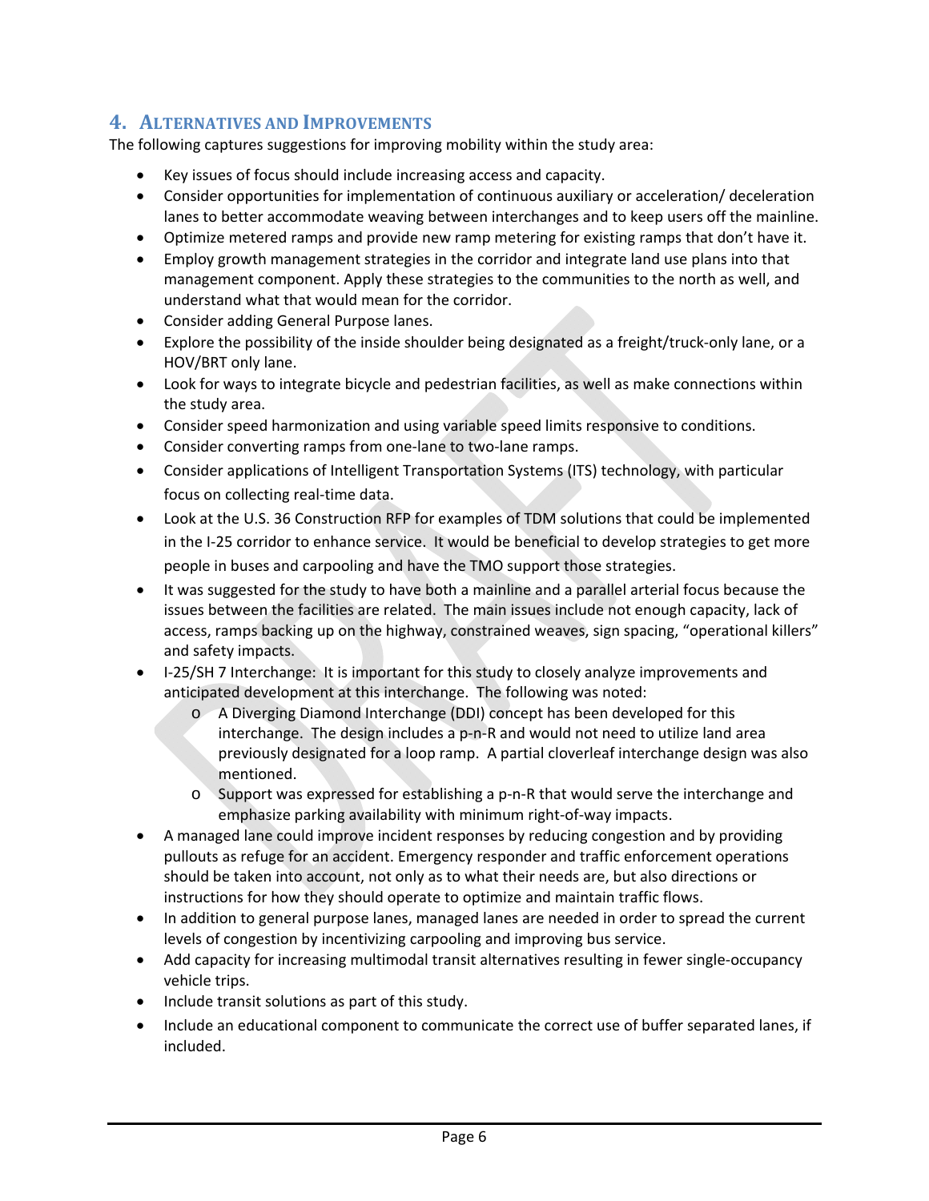## 4. Alternatives and Improvements

The following captures suggestions for improving mobility within the study area:

- Key issues of focus should include increasing access and capacity.
- Consider opportunities for implementation of continuous auxiliary or acceleration/ deceleration lanes to better accommodate weaving between interchanges and to keep users off the mainline.
- Optimize metered ramps and provide new ramp metering for existing ramps that don't have it.
- Employ growth management strategies in the corridor and integrate land use plans into that management component. Apply these strategies to the communities to the north as well, and understand what that would mean for the corridor.
- Consider adding General Purpose lanes.
- Explore the possibility of the inside shoulder being designated as a freight/truck-only lane, or a HOV/BRT only lane.
- Look for ways to integrate bicycle and pedestrian facilities, as well as make connections within the study area.
- Consider speed harmonization and using variable speed limits responsive to conditions.
- Consider converting ramps from one-lane to two-lane ramps.
- Consider applications of Intelligent Transportation Systems (ITS) technology, with particular focus on collecting real-time data.
- Look at the U.S. 36 Construction RFP for examples of TDM solutions that could be implemented in the I-25 corridor to enhance service. It would be beneficial to develop strategies to get more people in buses and carpooling and have the TMO support those strategies.
- It was suggested for the study to have both a mainline and a parallel arterial focus because the issues between the facilities are related. The main issues include not enough capacity, lack of access, ramps backing up on the highway, constrained weaves, sign spacing, "operational killers" and safety impacts.
- I-25/SH 7 Interchange: It is important for this study to closely analyze improvements and anticipated development at this interchange. The following was noted:
  - A Diverging Diamond Interchange (DDI) concept has been developed for this interchange. The design includes a p-n-R and would not need to utilize land area previously designated for a loop ramp. A partial cloverleaf interchange design was also mentioned.
  - Support was expressed for establishing a p-n-R that would serve the interchange and emphasize parking availability with minimum right-of-way impacts.
- A managed lane could improve incident responses by reducing congestion and by providing pullouts as refuge for an accident. Emergency responder and traffic enforcement operations should be taken into account, not only as to what their needs are, but also directions or instructions for how they should operate to optimize and maintain traffic flows.
- In addition to general purpose lanes, managed lanes are needed in order to spread the current levels of congestion by incentivizing carpooling and improving bus service.
- Add capacity for increasing multimodal transit alternatives resulting in fewer single-occupancy vehicle trips.
- Include transit solutions as part of this study.
- Include an educational component to communicate the correct use of buffer separated lanes, if included.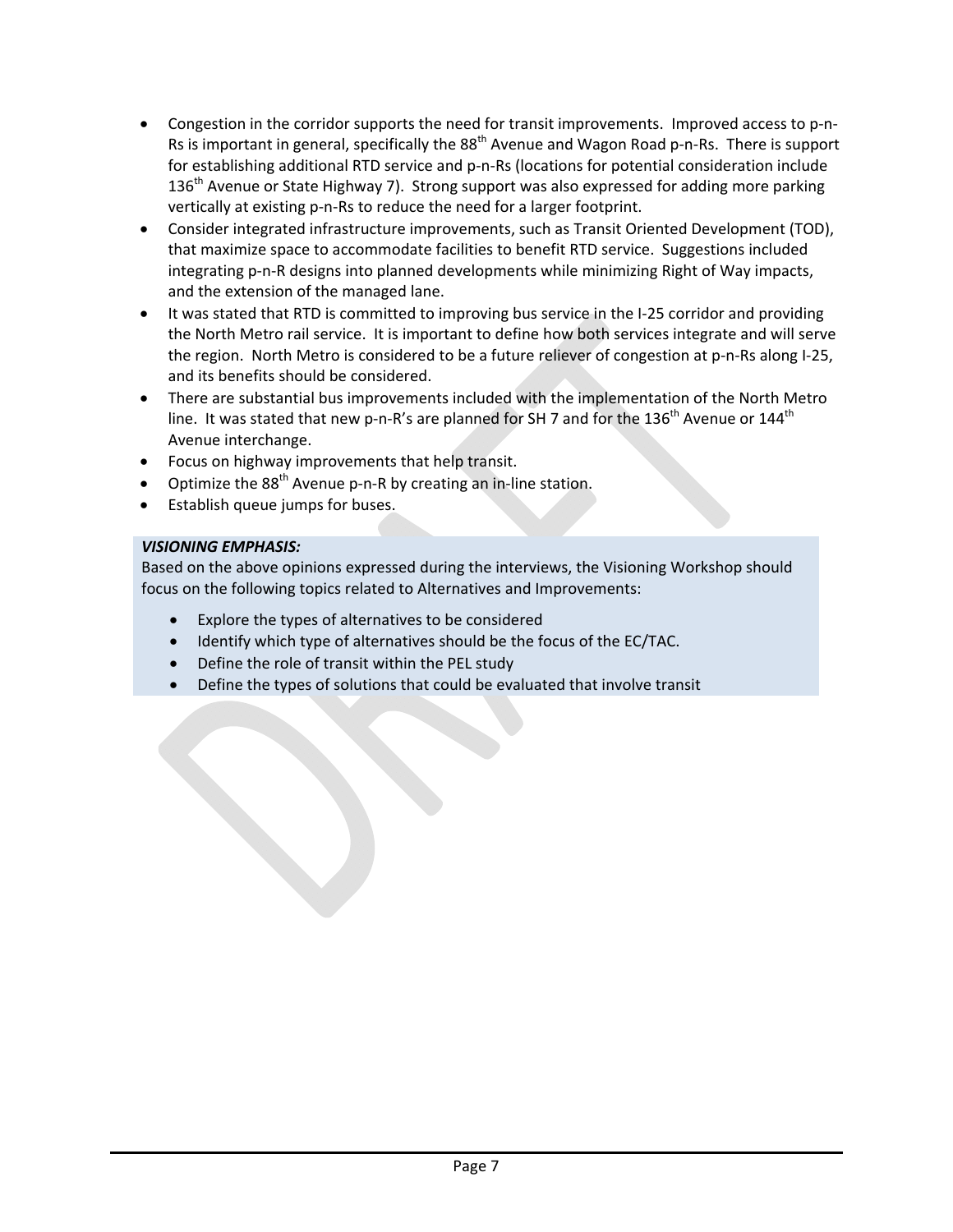- Congestion in the corridor supports the need for transit improvements. Improved access to p-n-Rs is important in general, specifically the 88th Avenue and Wagon Road p-n-Rs. There is support for establishing additional RTD service and p-n-Rs (locations for potential consideration include 136th Avenue or State Highway 7). Strong support was also expressed for adding more parking vertically at existing p-n-Rs to reduce the need for a larger footprint.
- Consider integrated infrastructure improvements, such as Transit Oriented Development (TOD), that maximize space to accommodate facilities to benefit RTD service. Suggestions included integrating p-n-R designs into planned developments while minimizing Right of Way impacts, and the extension of the managed lane.
- It was stated that RTD is committed to improving bus service in the I-25 corridor and providing the North Metro rail service. It is important to define how both services integrate and will serve the region. North Metro is considered to be a future reliever of congestion at p-n-Rs along I-25, and its benefits should be considered.
- There are substantial bus improvements included with the implementation of the North Metro line. It was stated that new p-n-R's are planned for SH 7 and for the 136th Avenue or 144th Avenue interchange.
- Focus on highway improvements that help transit.
- Optimize the 88th Avenue p-n-R by creating an in-line station.
- Establish queue jumps for buses.

***VISIONING EMPHASIS:***

Based on the above opinions expressed during the interviews, the Visioning Workshop should focus on the following topics related to Alternatives and Improvements:

- Explore the types of alternatives to be considered
- Identify which type of alternatives should be the focus of the EC/TAC.
- Define the role of transit within the PEL study
- Define the types of solutions that could be evaluated that involve transit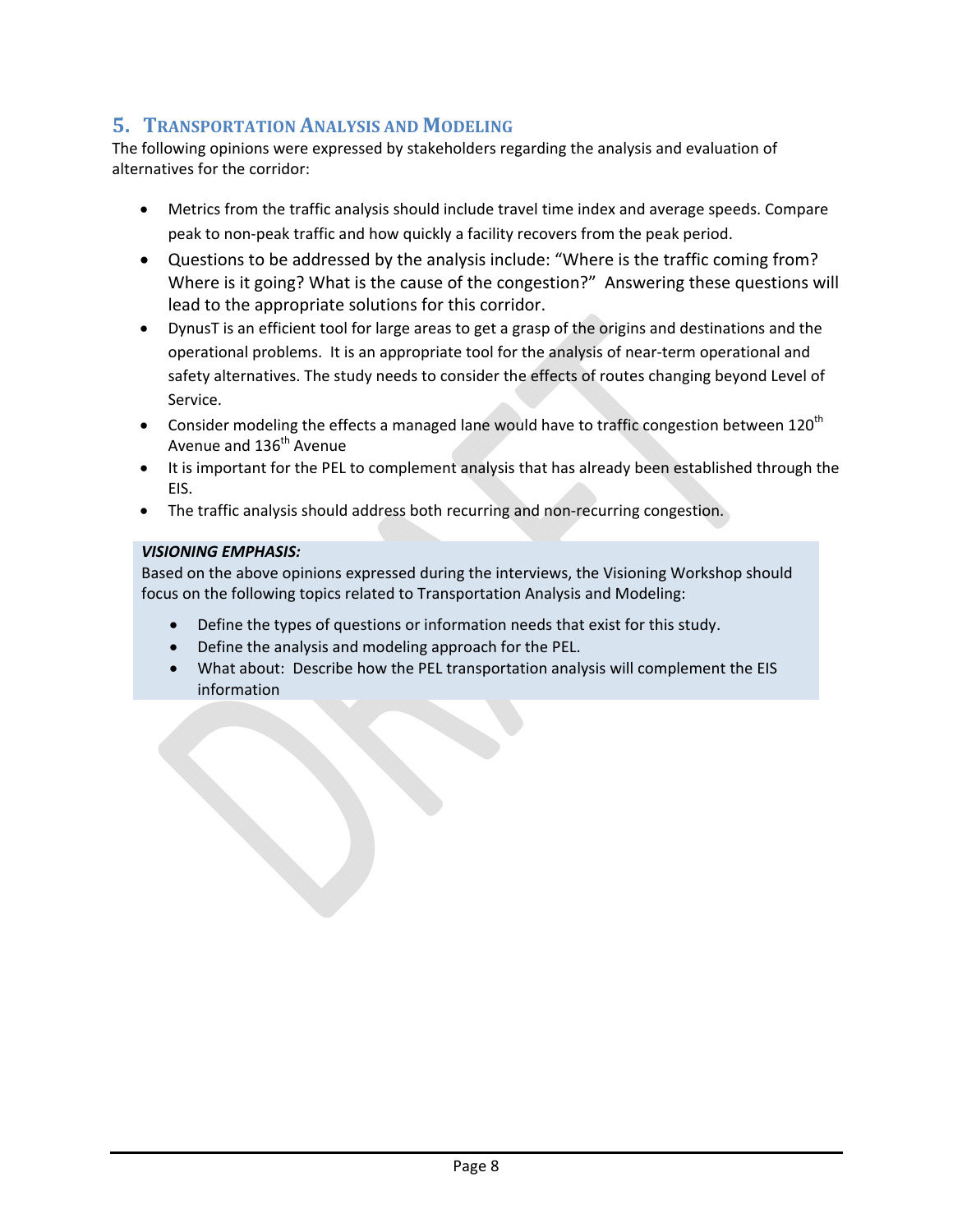## 5. Transportation Analysis and Modeling

The following opinions were expressed by stakeholders regarding the analysis and evaluation of alternatives for the corridor:

- Metrics from the traffic analysis should include travel time index and average speeds. Compare peak to non-peak traffic and how quickly a facility recovers from the peak period.
- Questions to be addressed by the analysis include: "Where is the traffic coming from? Where is it going? What is the cause of the congestion?" Answering these questions will lead to the appropriate solutions for this corridor.
- DynusT is an efficient tool for large areas to get a grasp of the origins and destinations and the operational problems. It is an appropriate tool for the analysis of near-term operational and safety alternatives. The study needs to consider the effects of routes changing beyond Level of Service.
- Consider modeling the effects a managed lane would have to traffic congestion between 120th Avenue and 136th Avenue
- It is important for the PEL to complement analysis that has already been established through the EIS.
- The traffic analysis should address both recurring and non-recurring congestion.

***VISIONING EMPHASIS:***

Based on the above opinions expressed during the interviews, the Visioning Workshop should focus on the following topics related to Transportation Analysis and Modeling:

- Define the types of questions or information needs that exist for this study.
- Define the analysis and modeling approach for the PEL.
- What about: Describe how the PEL transportation analysis will complement the EIS information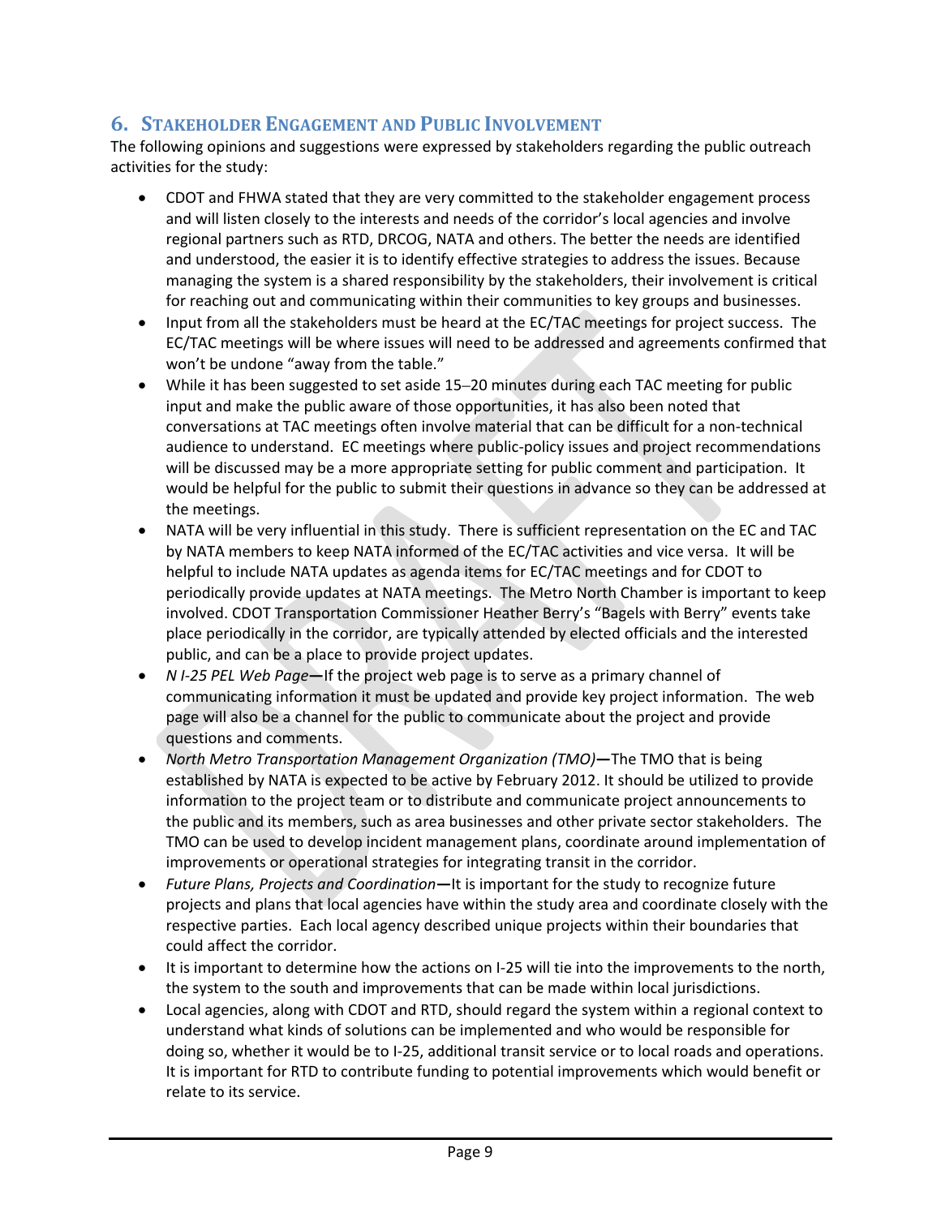## 6. Stakeholder Engagement and Public Involvement

The following opinions and suggestions were expressed by stakeholders regarding the public outreach activities for the study:

- CDOT and FHWA stated that they are very committed to the stakeholder engagement process and will listen closely to the interests and needs of the corridor's local agencies and involve regional partners such as RTD, DRCOG, NATA and others. The better the needs are identified and understood, the easier it is to identify effective strategies to address the issues. Because managing the system is a shared responsibility by the stakeholders, their involvement is critical for reaching out and communicating within their communities to key groups and businesses.
- Input from all the stakeholders must be heard at the EC/TAC meetings for project success. The EC/TAC meetings will be where issues will need to be addressed and agreements confirmed that won't be undone "away from the table."
- While it has been suggested to set aside 15–20 minutes during each TAC meeting for public input and make the public aware of those opportunities, it has also been noted that conversations at TAC meetings often involve material that can be difficult for a non-technical audience to understand. EC meetings where public-policy issues and project recommendations will be discussed may be a more appropriate setting for public comment and participation. It would be helpful for the public to submit their questions in advance so they can be addressed at the meetings.
- NATA will be very influential in this study. There is sufficient representation on the EC and TAC by NATA members to keep NATA informed of the EC/TAC activities and vice versa. It will be helpful to include NATA updates as agenda items for EC/TAC meetings and for CDOT to periodically provide updates at NATA meetings. The Metro North Chamber is important to keep involved. CDOT Transportation Commissioner Heather Berry's "Bagels with Berry" events take place periodically in the corridor, are typically attended by elected officials and the interested public, and can be a place to provide project updates.
- *N I-25 PEL Web Page*—If the project web page is to serve as a primary channel of communicating information it must be updated and provide key project information. The web page will also be a channel for the public to communicate about the project and provide questions and comments.
- *North Metro Transportation Management Organization (TMO)*—The TMO that is being established by NATA is expected to be active by February 2012. It should be utilized to provide information to the project team or to distribute and communicate project announcements to the public and its members, such as area businesses and other private sector stakeholders. The TMO can be used to develop incident management plans, coordinate around implementation of improvements or operational strategies for integrating transit in the corridor.
- *Future Plans, Projects and Coordination*—It is important for the study to recognize future projects and plans that local agencies have within the study area and coordinate closely with the respective parties. Each local agency described unique projects within their boundaries that could affect the corridor.
- It is important to determine how the actions on I-25 will tie into the improvements to the north, the system to the south and improvements that can be made within local jurisdictions.
- Local agencies, along with CDOT and RTD, should regard the system within a regional context to understand what kinds of solutions can be implemented and who would be responsible for doing so, whether it would be to I-25, additional transit service or to local roads and operations. It is important for RTD to contribute funding to potential improvements which would benefit or relate to its service.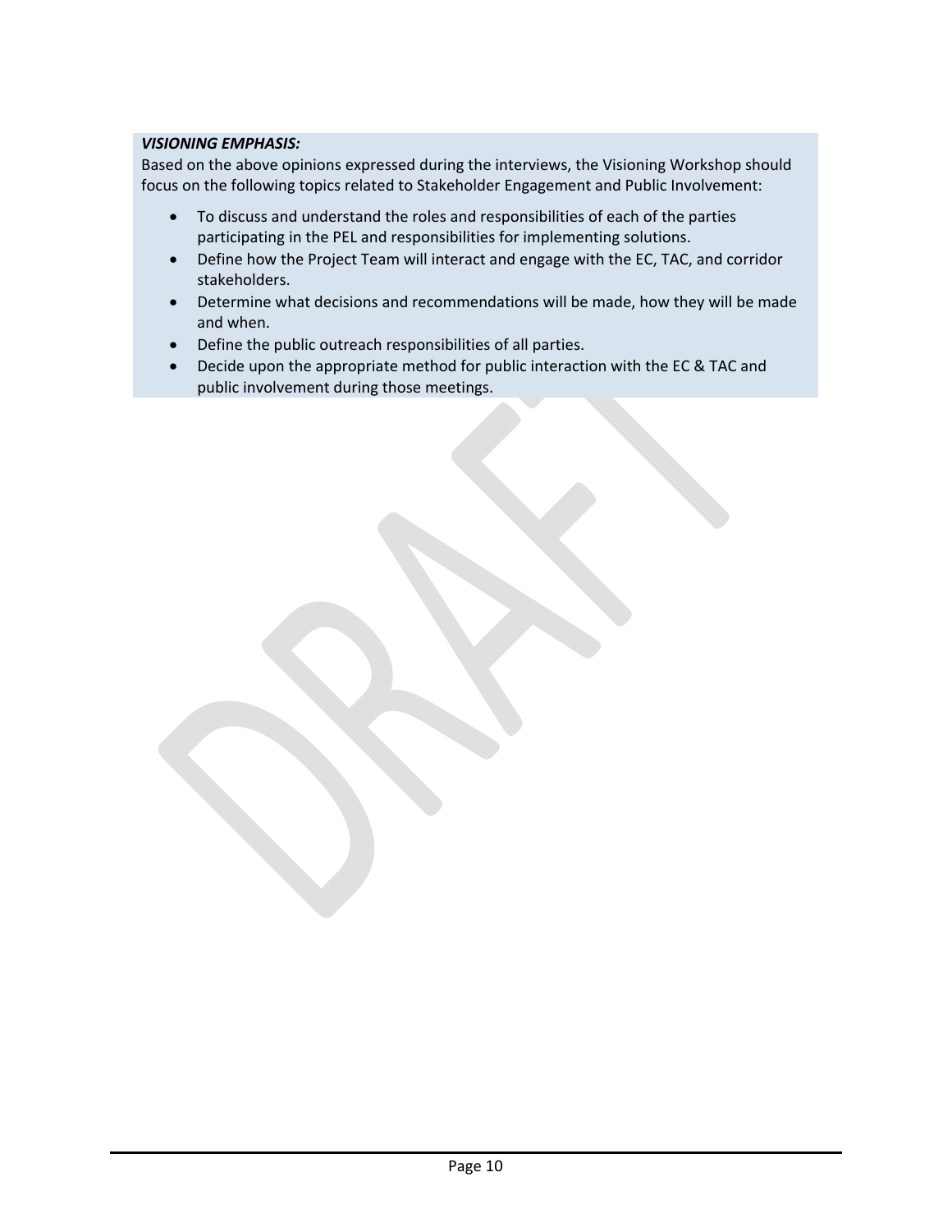***VISIONING EMPHASIS:***

Based on the above opinions expressed during the interviews, the Visioning Workshop should focus on the following topics related to Stakeholder Engagement and Public Involvement:

- To discuss and understand the roles and responsibilities of each of the parties participating in the PEL and responsibilities for implementing solutions.
- Define how the Project Team will interact and engage with the EC, TAC, and corridor stakeholders.
- Determine what decisions and recommendations will be made, how they will be made and when.
- Define the public outreach responsibilities of all parties.
- Decide upon the appropriate method for public interaction with the EC & TAC and public involvement during those meetings.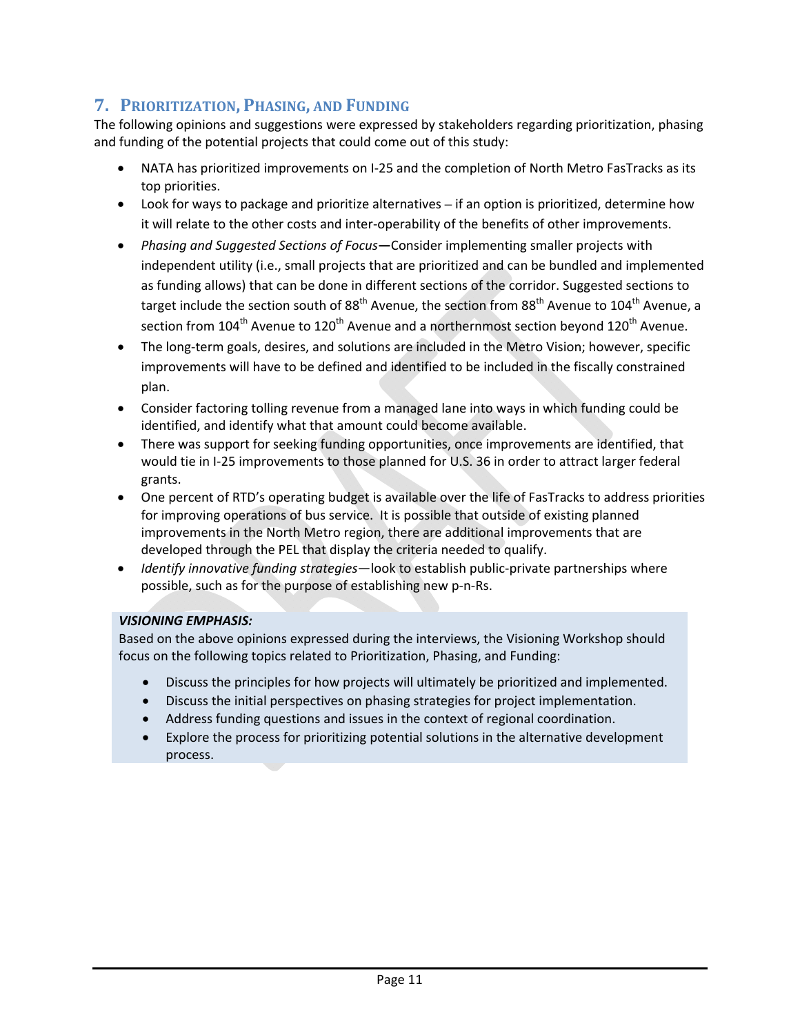## 7. Prioritization, Phasing, and Funding

The following opinions and suggestions were expressed by stakeholders regarding prioritization, phasing and funding of the potential projects that could come out of this study:

- NATA has prioritized improvements on I-25 and the completion of North Metro FasTracks as its top priorities.
- Look for ways to package and prioritize alternatives – if an option is prioritized, determine how it will relate to the other costs and inter-operability of the benefits of other improvements.
- *Phasing and Suggested Sections of Focus*—Consider implementing smaller projects with independent utility (i.e., small projects that are prioritized and can be bundled and implemented as funding allows) that can be done in different sections of the corridor. Suggested sections to target include the section south of 88th Avenue, the section from 88th Avenue to 104th Avenue, a section from 104th Avenue to 120th Avenue and a northernmost section beyond 120th Avenue.
- The long-term goals, desires, and solutions are included in the Metro Vision; however, specific improvements will have to be defined and identified to be included in the fiscally constrained plan.
- Consider factoring tolling revenue from a managed lane into ways in which funding could be identified, and identify what that amount could become available.
- There was support for seeking funding opportunities, once improvements are identified, that would tie in I-25 improvements to those planned for U.S. 36 in order to attract larger federal grants.
- One percent of RTD's operating budget is available over the life of FasTracks to address priorities for improving operations of bus service. It is possible that outside of existing planned improvements in the North Metro region, there are additional improvements that are developed through the PEL that display the criteria needed to qualify.
- *Identify innovative funding strategies*—look to establish public-private partnerships where possible, such as for the purpose of establishing new p-n-Rs.

***VISIONING EMPHASIS:***

Based on the above opinions expressed during the interviews, the Visioning Workshop should focus on the following topics related to Prioritization, Phasing, and Funding:

- Discuss the principles for how projects will ultimately be prioritized and implemented.
- Discuss the initial perspectives on phasing strategies for project implementation.
- Address funding questions and issues in the context of regional coordination.
- Explore the process for prioritizing potential solutions in the alternative development process.